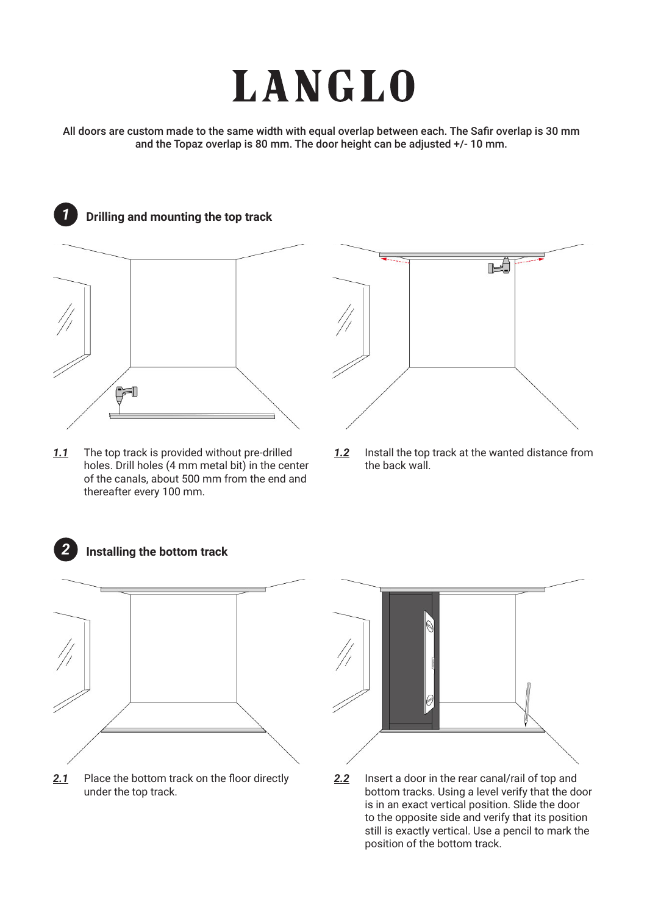# LANGLO

All doors are custom made to the same width with equal overlap between each. The Safir overlap is 30 mm and the Topaz overlap is 80 mm. The door height can be adjusted +/- 10 mm.

## 1 Drilling and mounting the top track

***1.1*** The top track is provided without pre-drilled holes. Drill holes (4 mm metal bit) in the center of the canals, about 500 mm from the end and thereafter every 100 mm.

***1.2*** Install the top track at the wanted distance from the back wall.

## 2 Installing the bottom track

***2.1*** Place the bottom track on the floor directly under the top track.

***2.2*** Insert a door in the rear canal/rail of top and bottom tracks. Using a level verify that the door is in an exact vertical position. Slide the door to the opposite side and verify that its position still is exactly vertical. Use a pencil to mark the position of the bottom track.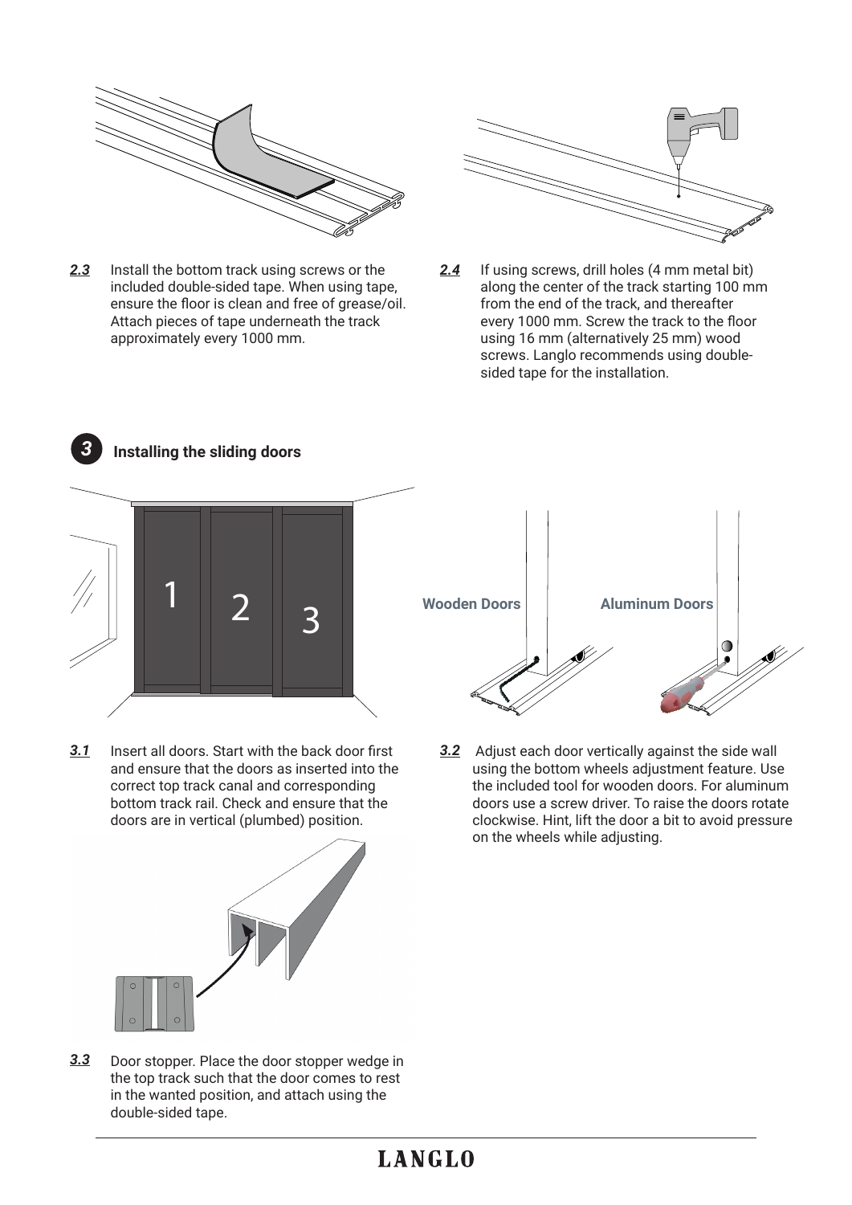***2.3*** Install the bottom track using screws or the included double-sided tape. When using tape, ensure the floor is clean and free of grease/oil. Attach pieces of tape underneath the track approximately every 1000 mm.

***2.4*** If using screws, drill holes (4 mm metal bit) along the center of the track starting 100 mm from the end of the track, and thereafter every 1000 mm. Screw the track to the floor using 16 mm (alternatively 25 mm) wood screws. Langlo recommends using double-sided tape for the installation.

## 3 Installing the sliding doors

1

2

3

**Wooden Doors**

**Aluminum Doors**

***3.1*** Insert all doors. Start with the back door first and ensure that the doors as inserted into the correct top track canal and corresponding bottom track rail. Check and ensure that the doors are in vertical (plumbed) position.

***3.2*** Adjust each door vertically against the side wall using the bottom wheels adjustment feature. Use the included tool for wooden doors. For aluminum doors use a screw driver. To raise the doors rotate clockwise. Hint, lift the door a bit to avoid pressure on the wheels while adjusting.

***3.3*** Door stopper. Place the door stopper wedge in the top track such that the door comes to rest in the wanted position, and attach using the double-sided tape.